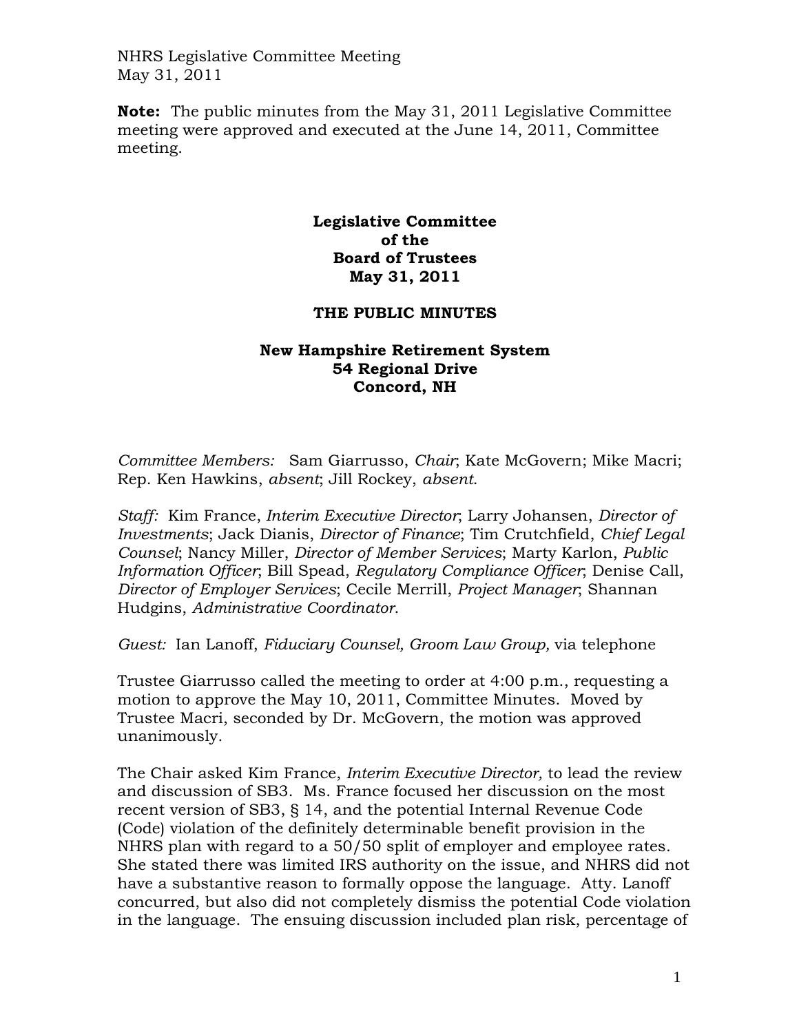**Note:** The public minutes from the May 31, 2011 Legislative Committee meeting were approved and executed at the June 14, 2011, Committee meeting.

# Legislative Committee of the Board of Trustees May 31, 2011

## THE PUBLIC MINUTES

### New Hampshire Retirement System 54 Regional Drive Concord, NH

*Committee Members:* Sam Giarrusso, *Chair*; Kate McGovern; Mike Macri; Rep. Ken Hawkins, *absent*; Jill Rockey, *absent*.

*Staff:* Kim France, *Interim Executive Director*; Larry Johansen, *Director of Investments*; Jack Dianis, *Director of Finance*; Tim Crutchfield, *Chief Legal Counsel*; Nancy Miller, *Director of Member Services*; Marty Karlon, *Public Information Officer*; Bill Spead, *Regulatory Compliance Officer*; Denise Call, *Director of Employer Services*; Cecile Merrill, *Project Manager*; Shannan Hudgins, *Administrative Coordinator*.

*Guest:* Ian Lanoff, *Fiduciary Counsel, Groom Law Group,* via telephone

Trustee Giarrusso called the meeting to order at 4:00 p.m., requesting a motion to approve the May 10, 2011, Committee Minutes. Moved by Trustee Macri, seconded by Dr. McGovern, the motion was approved unanimously.

The Chair asked Kim France, *Interim Executive Director,* to lead the review and discussion of SB3. Ms. France focused her discussion on the most recent version of SB3, § 14, and the potential Internal Revenue Code (Code) violation of the definitely determinable benefit provision in the NHRS plan with regard to a 50/50 split of employer and employee rates. She stated there was limited IRS authority on the issue, and NHRS did not have a substantive reason to formally oppose the language. Atty. Lanoff concurred, but also did not completely dismiss the potential Code violation in the language. The ensuing discussion included plan risk, percentage of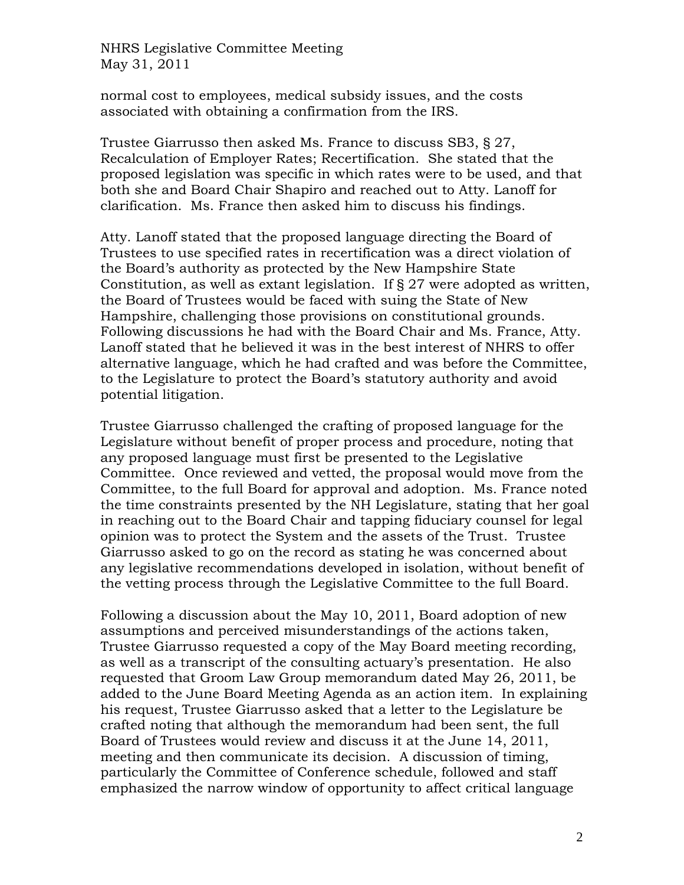normal cost to employees, medical subsidy issues, and the costs associated with obtaining a confirmation from the IRS.

Trustee Giarrusso then asked Ms. France to discuss SB3, § 27, Recalculation of Employer Rates; Recertification. She stated that the proposed legislation was specific in which rates were to be used, and that both she and Board Chair Shapiro and reached out to Atty. Lanoff for clarification. Ms. France then asked him to discuss his findings.

Atty. Lanoff stated that the proposed language directing the Board of Trustees to use specified rates in recertification was a direct violation of the Board's authority as protected by the New Hampshire State Constitution, as well as extant legislation. If § 27 were adopted as written, the Board of Trustees would be faced with suing the State of New Hampshire, challenging those provisions on constitutional grounds. Following discussions he had with the Board Chair and Ms. France, Atty. Lanoff stated that he believed it was in the best interest of NHRS to offer alternative language, which he had crafted and was before the Committee, to the Legislature to protect the Board's statutory authority and avoid potential litigation.

Trustee Giarrusso challenged the crafting of proposed language for the Legislature without benefit of proper process and procedure, noting that any proposed language must first be presented to the Legislative Committee. Once reviewed and vetted, the proposal would move from the Committee, to the full Board for approval and adoption. Ms. France noted the time constraints presented by the NH Legislature, stating that her goal in reaching out to the Board Chair and tapping fiduciary counsel for legal opinion was to protect the System and the assets of the Trust. Trustee Giarrusso asked to go on the record as stating he was concerned about any legislative recommendations developed in isolation, without benefit of the vetting process through the Legislative Committee to the full Board.

Following a discussion about the May 10, 2011, Board adoption of new assumptions and perceived misunderstandings of the actions taken, Trustee Giarrusso requested a copy of the May Board meeting recording, as well as a transcript of the consulting actuary's presentation. He also requested that Groom Law Group memorandum dated May 26, 2011, be added to the June Board Meeting Agenda as an action item. In explaining his request, Trustee Giarrusso asked that a letter to the Legislature be crafted noting that although the memorandum had been sent, the full Board of Trustees would review and discuss it at the June 14, 2011, meeting and then communicate its decision. A discussion of timing, particularly the Committee of Conference schedule, followed and staff emphasized the narrow window of opportunity to affect critical language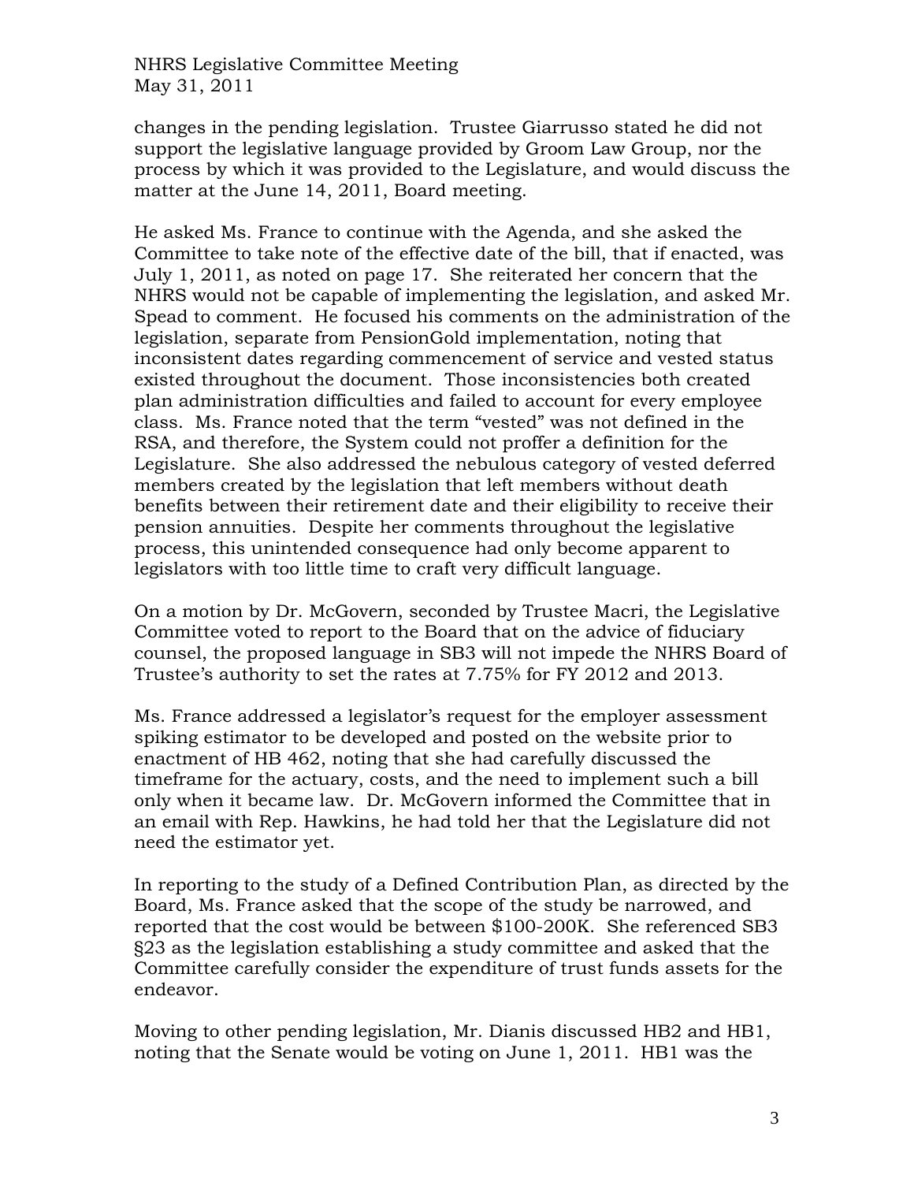changes in the pending legislation. Trustee Giarrusso stated he did not support the legislative language provided by Groom Law Group, nor the process by which it was provided to the Legislature, and would discuss the matter at the June 14, 2011, Board meeting.

He asked Ms. France to continue with the Agenda, and she asked the Committee to take note of the effective date of the bill, that if enacted, was July 1, 2011, as noted on page 17. She reiterated her concern that the NHRS would not be capable of implementing the legislation, and asked Mr. Spead to comment. He focused his comments on the administration of the legislation, separate from PensionGold implementation, noting that inconsistent dates regarding commencement of service and vested status existed throughout the document. Those inconsistencies both created plan administration difficulties and failed to account for every employee class. Ms. France noted that the term "vested" was not defined in the RSA, and therefore, the System could not proffer a definition for the Legislature. She also addressed the nebulous category of vested deferred members created by the legislation that left members without death benefits between their retirement date and their eligibility to receive their pension annuities. Despite her comments throughout the legislative process, this unintended consequence had only become apparent to legislators with too little time to craft very difficult language.

On a motion by Dr. McGovern, seconded by Trustee Macri, the Legislative Committee voted to report to the Board that on the advice of fiduciary counsel, the proposed language in SB3 will not impede the NHRS Board of Trustee's authority to set the rates at 7.75% for FY 2012 and 2013.

Ms. France addressed a legislator's request for the employer assessment spiking estimator to be developed and posted on the website prior to enactment of HB 462, noting that she had carefully discussed the timeframe for the actuary, costs, and the need to implement such a bill only when it became law. Dr. McGovern informed the Committee that in an email with Rep. Hawkins, he had told her that the Legislature did not need the estimator yet.

In reporting to the study of a Defined Contribution Plan, as directed by the Board, Ms. France asked that the scope of the study be narrowed, and reported that the cost would be between $100-200K. She referenced SB3 §23 as the legislation establishing a study committee and asked that the Committee carefully consider the expenditure of trust funds assets for the endeavor.

Moving to other pending legislation, Mr. Dianis discussed HB2 and HB1, noting that the Senate would be voting on June 1, 2011. HB1 was the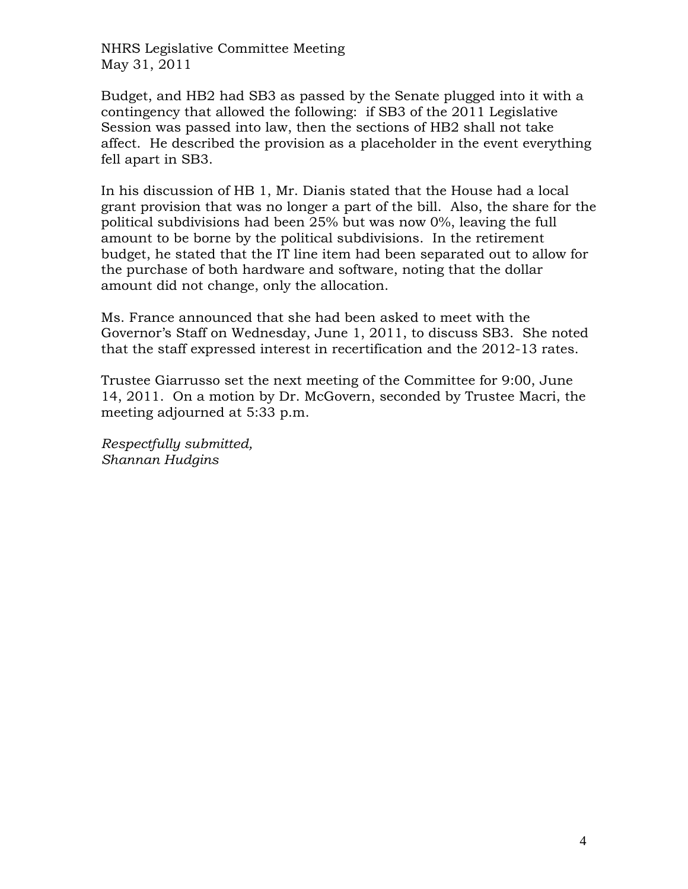Budget, and HB2 had SB3 as passed by the Senate plugged into it with a contingency that allowed the following: if SB3 of the 2011 Legislative Session was passed into law, then the sections of HB2 shall not take affect. He described the provision as a placeholder in the event everything fell apart in SB3.

In his discussion of HB 1, Mr. Dianis stated that the House had a local grant provision that was no longer a part of the bill. Also, the share for the political subdivisions had been 25% but was now 0%, leaving the full amount to be borne by the political subdivisions. In the retirement budget, he stated that the IT line item had been separated out to allow for the purchase of both hardware and software, noting that the dollar amount did not change, only the allocation.

Ms. France announced that she had been asked to meet with the Governor's Staff on Wednesday, June 1, 2011, to discuss SB3. She noted that the staff expressed interest in recertification and the 2012-13 rates.

Trustee Giarrusso set the next meeting of the Committee for 9:00, June 14, 2011. On a motion by Dr. McGovern, seconded by Trustee Macri, the meeting adjourned at 5:33 p.m.

*Respectfully submitted,*
*Shannan Hudgins*